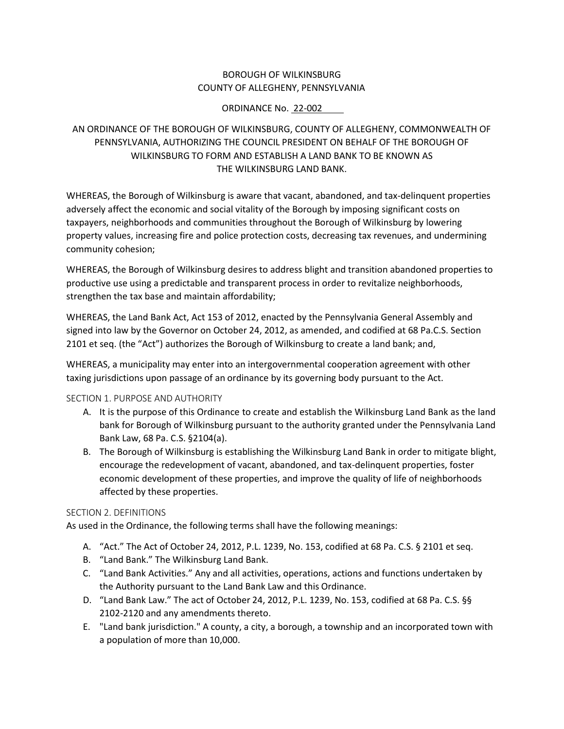BOROUGH OF WILKINSBURG
COUNTY OF ALLEGHENY, PENNSYLVANIA

ORDINANCE No. 22-002

AN ORDINANCE OF THE BOROUGH OF WILKINSBURG, COUNTY OF ALLEGHENY, COMMONWEALTH OF PENNSYLVANIA, AUTHORIZING THE COUNCIL PRESIDENT ON BEHALF OF THE BOROUGH OF WILKINSBURG TO FORM AND ESTABLISH A LAND BANK TO BE KNOWN AS THE WILKINSBURG LAND BANK.

WHEREAS, the Borough of Wilkinsburg is aware that vacant, abandoned, and tax-delinquent properties adversely affect the economic and social vitality of the Borough by imposing significant costs on taxpayers, neighborhoods and communities throughout the Borough of Wilkinsburg by lowering property values, increasing fire and police protection costs, decreasing tax revenues, and undermining community cohesion;

WHEREAS, the Borough of Wilkinsburg desires to address blight and transition abandoned properties to productive use using a predictable and transparent process in order to revitalize neighborhoods, strengthen the tax base and maintain affordability;

WHEREAS, the Land Bank Act, Act 153 of 2012, enacted by the Pennsylvania General Assembly and signed into law by the Governor on October 24, 2012, as amended, and codified at 68 Pa.C.S. Section 2101 et seq. (the "Act") authorizes the Borough of Wilkinsburg to create a land bank; and,

WHEREAS, a municipality may enter into an intergovernmental cooperation agreement with other taxing jurisdictions upon passage of an ordinance by its governing body pursuant to the Act.

## SECTION 1. PURPOSE AND AUTHORITY

A. It is the purpose of this Ordinance to create and establish the Wilkinsburg Land Bank as the land bank for Borough of Wilkinsburg pursuant to the authority granted under the Pennsylvania Land Bank Law, 68 Pa. C.S. §2104(a).
B. The Borough of Wilkinsburg is establishing the Wilkinsburg Land Bank in order to mitigate blight, encourage the redevelopment of vacant, abandoned, and tax-delinquent properties, foster economic development of these properties, and improve the quality of life of neighborhoods affected by these properties.

## SECTION 2. DEFINITIONS

As used in the Ordinance, the following terms shall have the following meanings:

A. "Act." The Act of October 24, 2012, P.L. 1239, No. 153, codified at 68 Pa. C.S. § 2101 et seq.
B. "Land Bank." The Wilkinsburg Land Bank.
C. "Land Bank Activities." Any and all activities, operations, actions and functions undertaken by the Authority pursuant to the Land Bank Law and this Ordinance.
D. "Land Bank Law." The act of October 24, 2012, P.L. 1239, No. 153, codified at 68 Pa. C.S. §§ 2102-2120 and any amendments thereto.
E. "Land bank jurisdiction." A county, a city, a borough, a township and an incorporated town with a population of more than 10,000.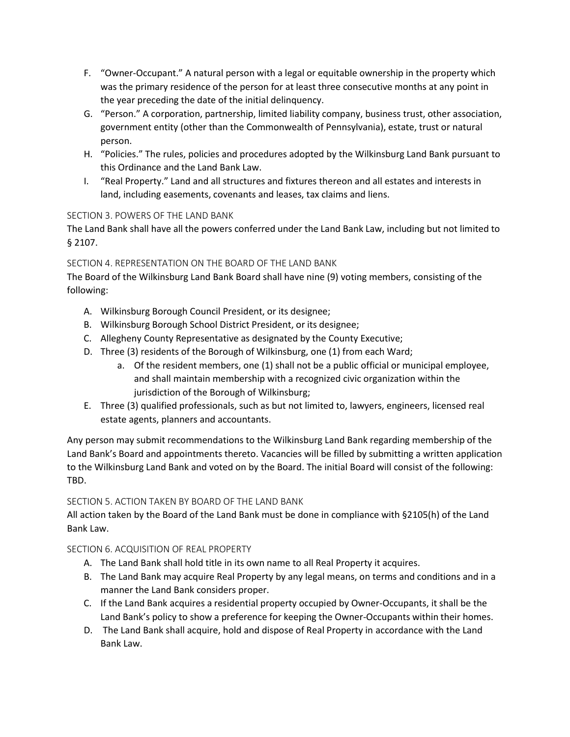F. "Owner-Occupant." A natural person with a legal or equitable ownership in the property which was the primary residence of the person for at least three consecutive months at any point in the year preceding the date of the initial delinquency.

G. "Person." A corporation, partnership, limited liability company, business trust, other association, government entity (other than the Commonwealth of Pennsylvania), estate, trust or natural person.

H. "Policies." The rules, policies and procedures adopted by the Wilkinsburg Land Bank pursuant to this Ordinance and the Land Bank Law.

I. "Real Property." Land and all structures and fixtures thereon and all estates and interests in land, including easements, covenants and leases, tax claims and liens.

## SECTION 3. POWERS OF THE LAND BANK

The Land Bank shall have all the powers conferred under the Land Bank Law, including but not limited to § 2107.

## SECTION 4. REPRESENTATION ON THE BOARD OF THE LAND BANK

The Board of the Wilkinsburg Land Bank Board shall have nine (9) voting members, consisting of the following:

A. Wilkinsburg Borough Council President, or its designee;
B. Wilkinsburg Borough School District President, or its designee;
C. Allegheny County Representative as designated by the County Executive;
D. Three (3) residents of the Borough of Wilkinsburg, one (1) from each Ward;
   a. Of the resident members, one (1) shall not be a public official or municipal employee, and shall maintain membership with a recognized civic organization within the jurisdiction of the Borough of Wilkinsburg;
E. Three (3) qualified professionals, such as but not limited to, lawyers, engineers, licensed real estate agents, planners and accountants.

Any person may submit recommendations to the Wilkinsburg Land Bank regarding membership of the Land Bank's Board and appointments thereto. Vacancies will be filled by submitting a written application to the Wilkinsburg Land Bank and voted on by the Board. The initial Board will consist of the following: TBD.

## SECTION 5. ACTION TAKEN BY BOARD OF THE LAND BANK

All action taken by the Board of the Land Bank must be done in compliance with §2105(h) of the Land Bank Law.

## SECTION 6. ACQUISITION OF REAL PROPERTY

A. The Land Bank shall hold title in its own name to all Real Property it acquires.
B. The Land Bank may acquire Real Property by any legal means, on terms and conditions and in a manner the Land Bank considers proper.
C. If the Land Bank acquires a residential property occupied by Owner-Occupants, it shall be the Land Bank's policy to show a preference for keeping the Owner-Occupants within their homes.
D. The Land Bank shall acquire, hold and dispose of Real Property in accordance with the Land Bank Law.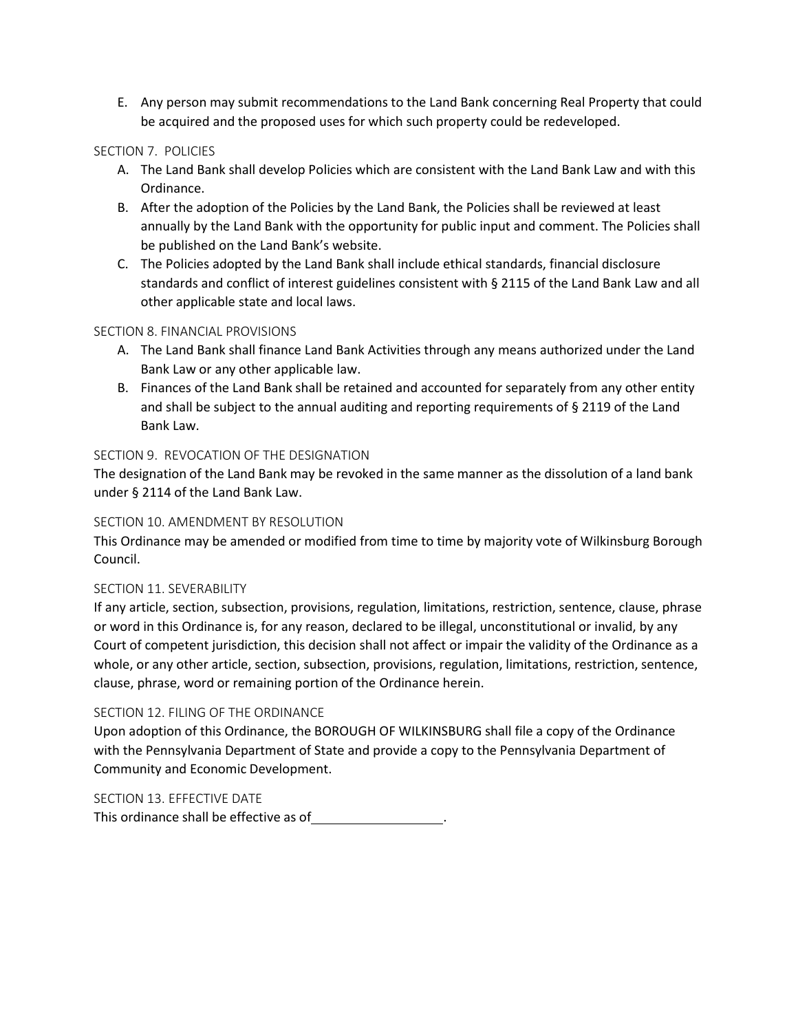E. Any person may submit recommendations to the Land Bank concerning Real Property that could be acquired and the proposed uses for which such property could be redeveloped.

## SECTION 7. POLICIES

A. The Land Bank shall develop Policies which are consistent with the Land Bank Law and with this Ordinance.

B. After the adoption of the Policies by the Land Bank, the Policies shall be reviewed at least annually by the Land Bank with the opportunity for public input and comment. The Policies shall be published on the Land Bank's website.

C. The Policies adopted by the Land Bank shall include ethical standards, financial disclosure standards and conflict of interest guidelines consistent with § 2115 of the Land Bank Law and all other applicable state and local laws.

## SECTION 8. FINANCIAL PROVISIONS

A. The Land Bank shall finance Land Bank Activities through any means authorized under the Land Bank Law or any other applicable law.

B. Finances of the Land Bank shall be retained and accounted for separately from any other entity and shall be subject to the annual auditing and reporting requirements of § 2119 of the Land Bank Law.

## SECTION 9. REVOCATION OF THE DESIGNATION

The designation of the Land Bank may be revoked in the same manner as the dissolution of a land bank under § 2114 of the Land Bank Law.

## SECTION 10. AMENDMENT BY RESOLUTION

This Ordinance may be amended or modified from time to time by majority vote of Wilkinsburg Borough Council.

## SECTION 11. SEVERABILITY

If any article, section, subsection, provisions, regulation, limitations, restriction, sentence, clause, phrase or word in this Ordinance is, for any reason, declared to be illegal, unconstitutional or invalid, by any Court of competent jurisdiction, this decision shall not affect or impair the validity of the Ordinance as a whole, or any other article, section, subsection, provisions, regulation, limitations, restriction, sentence, clause, phrase, word or remaining portion of the Ordinance herein.

## SECTION 12. FILING OF THE ORDINANCE

Upon adoption of this Ordinance, the BOROUGH OF WILKINSBURG shall file a copy of the Ordinance with the Pennsylvania Department of State and provide a copy to the Pennsylvania Department of Community and Economic Development.

## SECTION 13. EFFECTIVE DATE

This ordinance shall be effective as of ____________________.